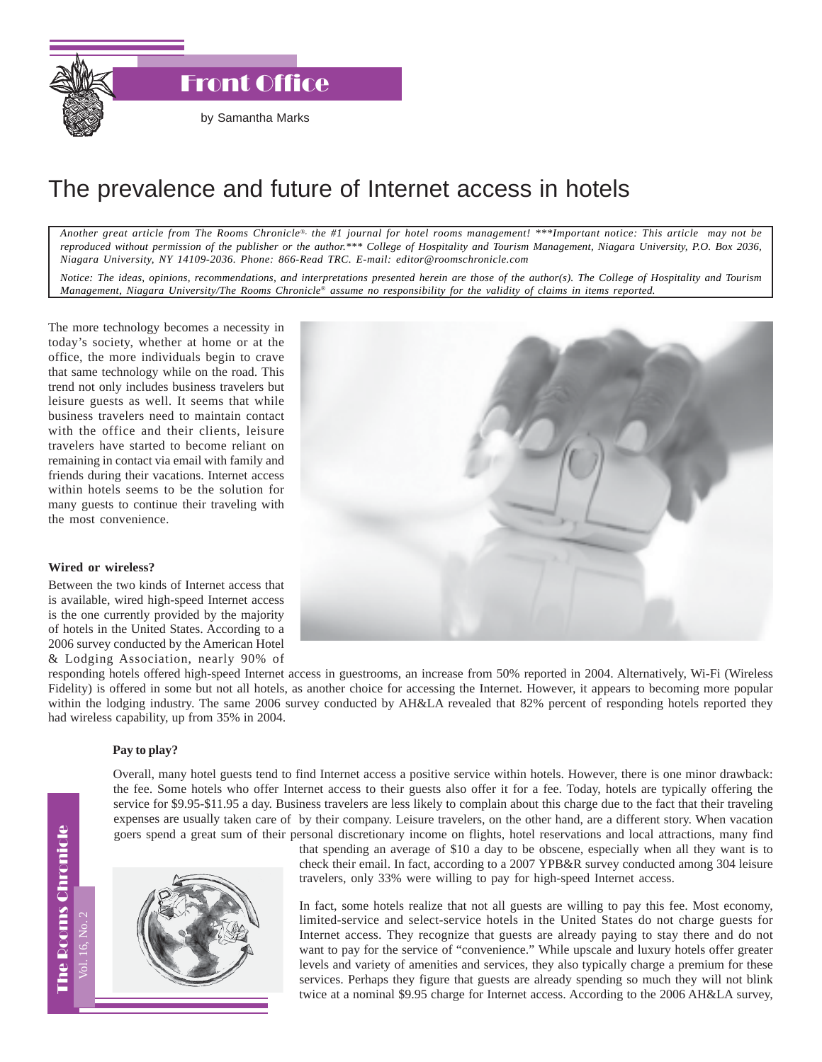Front Office

by Samantha Marks

# The prevalence and future of Internet access in hotels

*Another great article from The Rooms Chronicle®, the #1 journal for hotel rooms management! ***Important notice: This article may not be reproduced without permission of the publisher or the author.*** College of Hospitality and Tourism Management, Niagara University, P.O. Box 2036, Niagara University, NY 14109-2036. Phone: 866-Read TRC. E-mail: editor@roomschronicle.com*

*Notice: The ideas, opinions, recommendations, and interpretations presented herein are those of the author(s). The College of Hospitality and Tourism Management, Niagara University/The Rooms Chronicle® assume no responsibility for the validity of claims in items reported.*

The more technology becomes a necessity in today's society, whether at home or at the office, the more individuals begin to crave that same technology while on the road. This trend not only includes business travelers but leisure guests as well. It seems that while business travelers need to maintain contact with the office and their clients, leisure travelers have started to become reliant on remaining in contact via email with family and friends during their vacations. Internet access within hotels seems to be the solution for many guests to continue their traveling with the most convenience.

**Wired or wireless?**

Between the two kinds of Internet access that is available, wired high-speed Internet access is the one currently provided by the majority of hotels in the United States. According to a 2006 survey conducted by the American Hotel & Lodging Association, nearly 90% of responding hotels offered high-speed Internet access in guestrooms, an increase from 50% reported in 2004. Alternatively, Wi-Fi (Wireless Fidelity) is offered in some but not all hotels, as another choice for accessing the Internet. However, it appears to becoming more popular within the lodging industry. The same 2006 survey conducted by AH&LA revealed that 82% percent of responding hotels reported they had wireless capability, up from 35% in 2004.

**Pay to play?**

Overall, many hotel guests tend to find Internet access a positive service within hotels. However, there is one minor drawback: the fee. Some hotels who offer Internet access to their guests also offer it for a fee. Today, hotels are typically offering the service for $9.95-$11.95 a day. Business travelers are less likely to complain about this charge due to the fact that their traveling expenses are usually taken care of by their company. Leisure travelers, on the other hand, are a different story. When vacation goers spend a great sum of their personal discretionary income on flights, hotel reservations and local attractions, many find that spending an average of $10 a day to be obscene, especially when all they want is to check their email. In fact, according to a 2007 YPB&R survey conducted among 304 leisure travelers, only 33% were willing to pay for high-speed Internet access.

In fact, some hotels realize that not all guests are willing to pay this fee. Most economy, limited-service and select-service hotels in the United States do not charge guests for Internet access. They recognize that guests are already paying to stay there and do not want to pay for the service of "convenience." While upscale and luxury hotels offer greater levels and variety of amenities and services, they also typically charge a premium for these services. Perhaps they figure that guests are already spending so much they will not blink twice at a nominal $9.95 charge for Internet access. According to the 2006 AH&LA survey,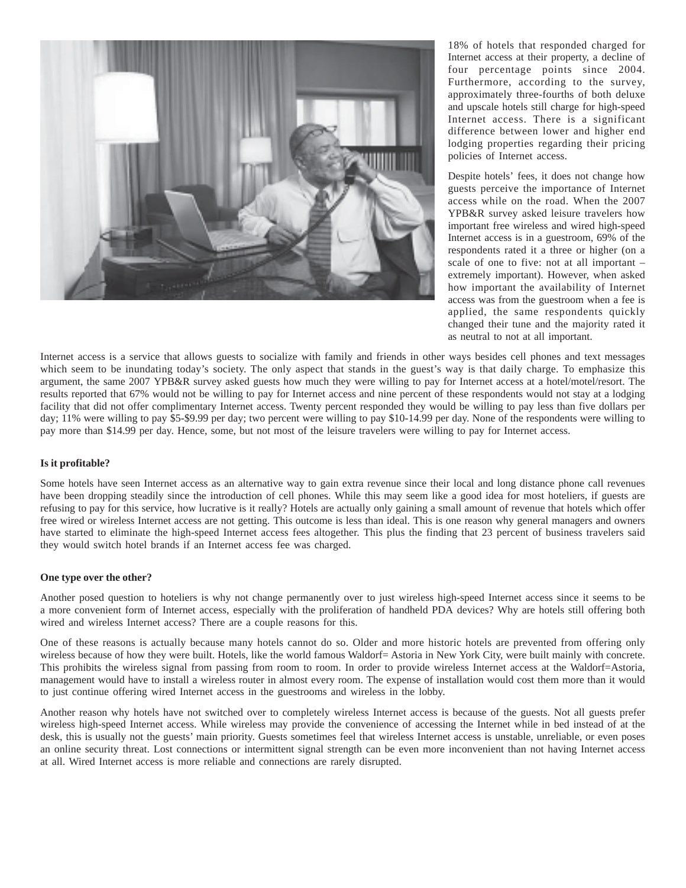18% of hotels that responded charged for Internet access at their property, a decline of four percentage points since 2004. Furthermore, according to the survey, approximately three-fourths of both deluxe and upscale hotels still charge for high-speed Internet access. There is a significant difference between lower and higher end lodging properties regarding their pricing policies of Internet access.

Despite hotels' fees, it does not change how guests perceive the importance of Internet access while on the road. When the 2007 YPB&R survey asked leisure travelers how important free wireless and wired high-speed Internet access is in a guestroom, 69% of the respondents rated it a three or higher (on a scale of one to five: not at all important – extremely important). However, when asked how important the availability of Internet access was from the guestroom when a fee is applied, the same respondents quickly changed their tune and the majority rated it as neutral to not at all important.

Internet access is a service that allows guests to socialize with family and friends in other ways besides cell phones and text messages which seem to be inundating today's society. The only aspect that stands in the guest's way is that daily charge. To emphasize this argument, the same 2007 YPB&R survey asked guests how much they were willing to pay for Internet access at a hotel/motel/resort. The results reported that 67% would not be willing to pay for Internet access and nine percent of these respondents would not stay at a lodging facility that did not offer complimentary Internet access. Twenty percent responded they would be willing to pay less than five dollars per day; 11% were willing to pay $5-$9.99 per day; two percent were willing to pay $10-14.99 per day. None of the respondents were willing to pay more than $14.99 per day. Hence, some, but not most of the leisure travelers were willing to pay for Internet access.

**Is it profitable?**

Some hotels have seen Internet access as an alternative way to gain extra revenue since their local and long distance phone call revenues have been dropping steadily since the introduction of cell phones. While this may seem like a good idea for most hoteliers, if guests are refusing to pay for this service, how lucrative is it really? Hotels are actually only gaining a small amount of revenue that hotels which offer free wired or wireless Internet access are not getting. This outcome is less than ideal. This is one reason why general managers and owners have started to eliminate the high-speed Internet access fees altogether. This plus the finding that 23 percent of business travelers said they would switch hotel brands if an Internet access fee was charged.

**One type over the other?**

Another posed question to hoteliers is why not change permanently over to just wireless high-speed Internet access since it seems to be a more convenient form of Internet access, especially with the proliferation of handheld PDA devices? Why are hotels still offering both wired and wireless Internet access? There are a couple reasons for this.

One of these reasons is actually because many hotels cannot do so. Older and more historic hotels are prevented from offering only wireless because of how they were built. Hotels, like the world famous Waldorf= Astoria in New York City, were built mainly with concrete. This prohibits the wireless signal from passing from room to room. In order to provide wireless Internet access at the Waldorf=Astoria, management would have to install a wireless router in almost every room. The expense of installation would cost them more than it would to just continue offering wired Internet access in the guestrooms and wireless in the lobby.

Another reason why hotels have not switched over to completely wireless Internet access is because of the guests. Not all guests prefer wireless high-speed Internet access. While wireless may provide the convenience of accessing the Internet while in bed instead of at the desk, this is usually not the guests' main priority. Guests sometimes feel that wireless Internet access is unstable, unreliable, or even poses an online security threat. Lost connections or intermittent signal strength can be even more inconvenient than not having Internet access at all. Wired Internet access is more reliable and connections are rarely disrupted.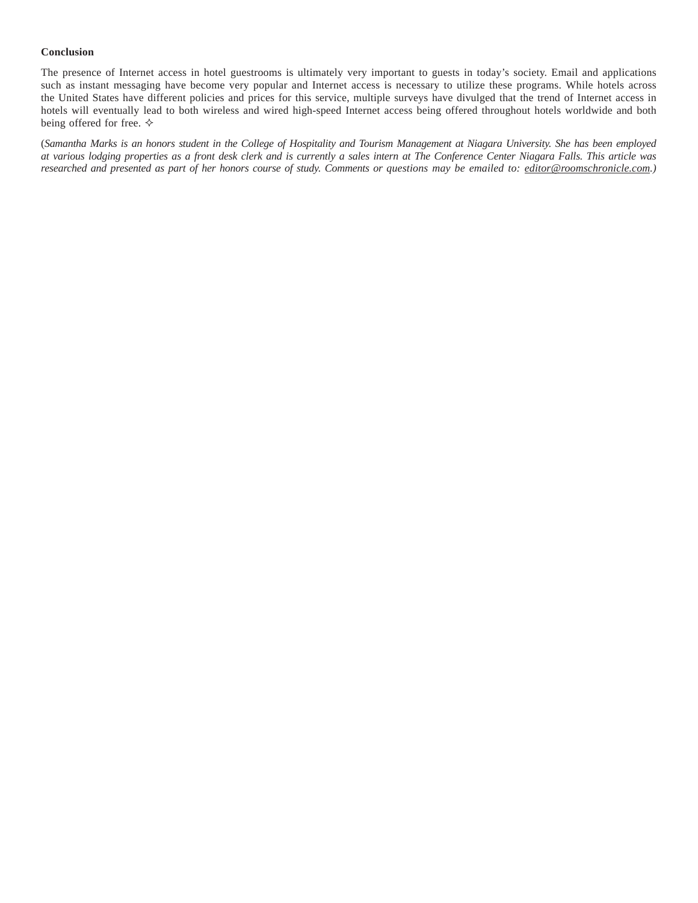**Conclusion**

The presence of Internet access in hotel guestrooms is ultimately very important to guests in today's society. Email and applications such as instant messaging have become very popular and Internet access is necessary to utilize these programs. While hotels across the United States have different policies and prices for this service, multiple surveys have divulged that the trend of Internet access in hotels will eventually lead to both wireless and wired high-speed Internet access being offered throughout hotels worldwide and both being offered for free. ✧

(*Samantha Marks is an honors student in the College of Hospitality and Tourism Management at Niagara University. She has been employed at various lodging properties as a front desk clerk and is currently a sales intern at The Conference Center Niagara Falls. This article was researched and presented as part of her honors course of study. Comments or questions may be emailed to: editor@roomschronicle.com.)*